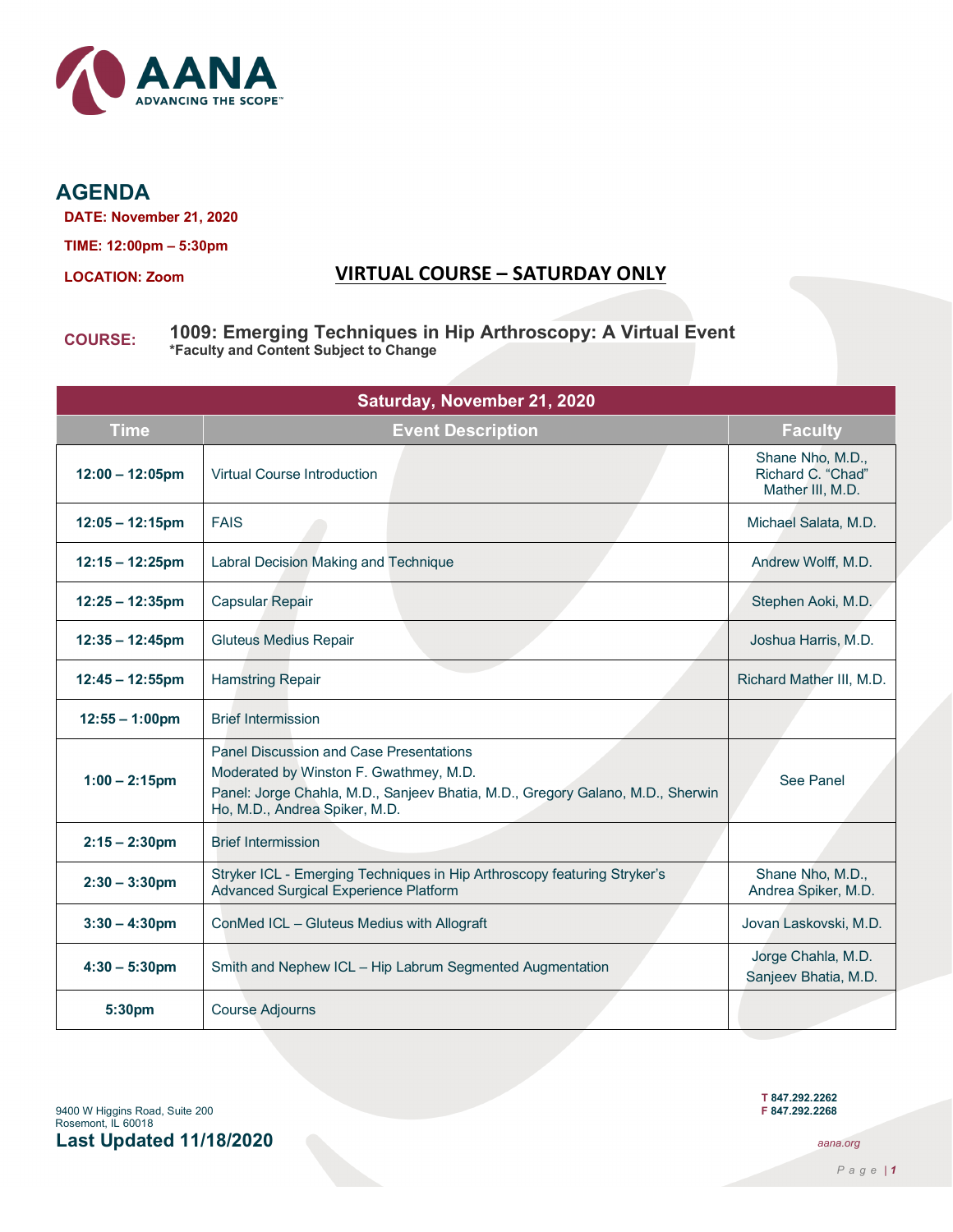AANA
ADVANCING THE SCOPE™

# AGENDA

**DATE: November 21, 2020**

**TIME: 12:00pm – 5:30pm**

**LOCATION: Zoom**

## VIRTUAL COURSE – SATURDAY ONLY

**COURSE:** **1009: Emerging Techniques in Hip Arthroscopy: A Virtual Event**
**\*Faculty and Content Subject to Change**

| Saturday, November 21, 2020 | | |
|---|---|---|
| **Time** | **Event Description** | **Faculty** |
| **12:00 – 12:05pm** | Virtual Course Introduction | Shane Nho, M.D., Richard C. "Chad" Mather III, M.D. |
| **12:05 – 12:15pm** | FAIS | Michael Salata, M.D. |
| **12:15 – 12:25pm** | Labral Decision Making and Technique | Andrew Wolff, M.D. |
| **12:25 – 12:35pm** | Capsular Repair | Stephen Aoki, M.D. |
| **12:35 – 12:45pm** | Gluteus Medius Repair | Joshua Harris, M.D. |
| **12:45 – 12:55pm** | Hamstring Repair | Richard Mather III, M.D. |
| **12:55 – 1:00pm** | Brief Intermission | |
| **1:00 – 2:15pm** | Panel Discussion and Case Presentations<br>Moderated by Winston F. Gwathmey, M.D.<br>Panel: Jorge Chahla, M.D., Sanjeev Bhatia, M.D., Gregory Galano, M.D., Sherwin Ho, M.D., Andrea Spiker, M.D. | See Panel |
| **2:15 – 2:30pm** | Brief Intermission | |
| **2:30 – 3:30pm** | Stryker ICL - Emerging Techniques in Hip Arthroscopy featuring Stryker's Advanced Surgical Experience Platform | Shane Nho, M.D., Andrea Spiker, M.D. |
| **3:30 – 4:30pm** | ConMed ICL – Gluteus Medius with Allograft | Jovan Laskovski, M.D. |
| **4:30 – 5:30pm** | Smith and Nephew ICL – Hip Labrum Segmented Augmentation | Jorge Chahla, M.D.<br>Sanjeev Bhatia, M.D. |
| **5:30pm** | Course Adjourns | |

9400 W Higgins Road, Suite 200
Rosemont, IL 60018

**Last Updated 11/18/2020**

**T 847.292.2262**
**F 847.292.2268**

*aana.org*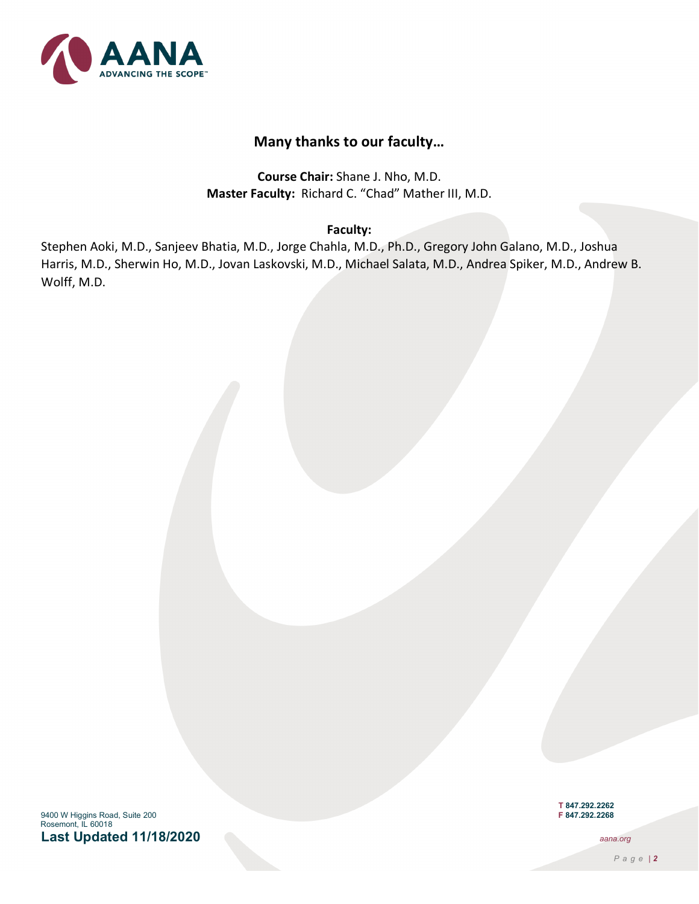## Many thanks to our faculty…

**Course Chair:** Shane J. Nho, M.D.
**Master Faculty:** Richard C. "Chad" Mather III, M.D.

**Faculty:**

Stephen Aoki, M.D., Sanjeev Bhatia, M.D., Jorge Chahla, M.D., Ph.D., Gregory John Galano, M.D., Joshua Harris, M.D., Sherwin Ho, M.D., Jovan Laskovski, M.D., Michael Salata, M.D., Andrea Spiker, M.D., Andrew B. Wolff, M.D.

9400 W Higgins Road, Suite 200
Rosemont, IL 60018

**Last Updated 11/18/2020**

**T 847.292.2262**
**F 847.292.2268**

*aana.org*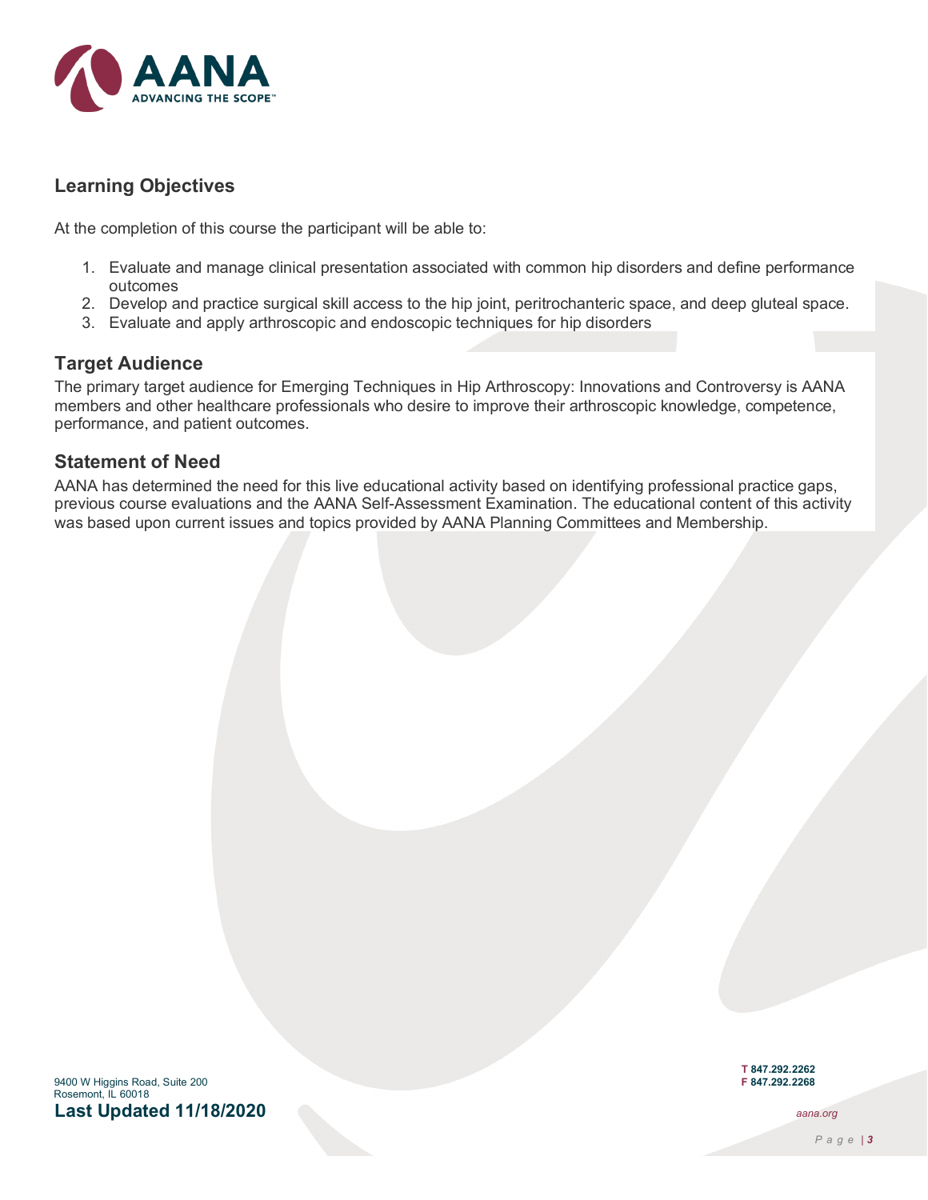## Learning Objectives

At the completion of this course the participant will be able to:

1. Evaluate and manage clinical presentation associated with common hip disorders and define performance outcomes
2. Develop and practice surgical skill access to the hip joint, peritrochanteric space, and deep gluteal space.
3. Evaluate and apply arthroscopic and endoscopic techniques for hip disorders

## Target Audience

The primary target audience for Emerging Techniques in Hip Arthroscopy: Innovations and Controversy is AANA members and other healthcare professionals who desire to improve their arthroscopic knowledge, competence, performance, and patient outcomes.

## Statement of Need

AANA has determined the need for this live educational activity based on identifying professional practice gaps, previous course evaluations and the AANA Self-Assessment Examination. The educational content of this activity was based upon current issues and topics provided by AANA Planning Committees and Membership.